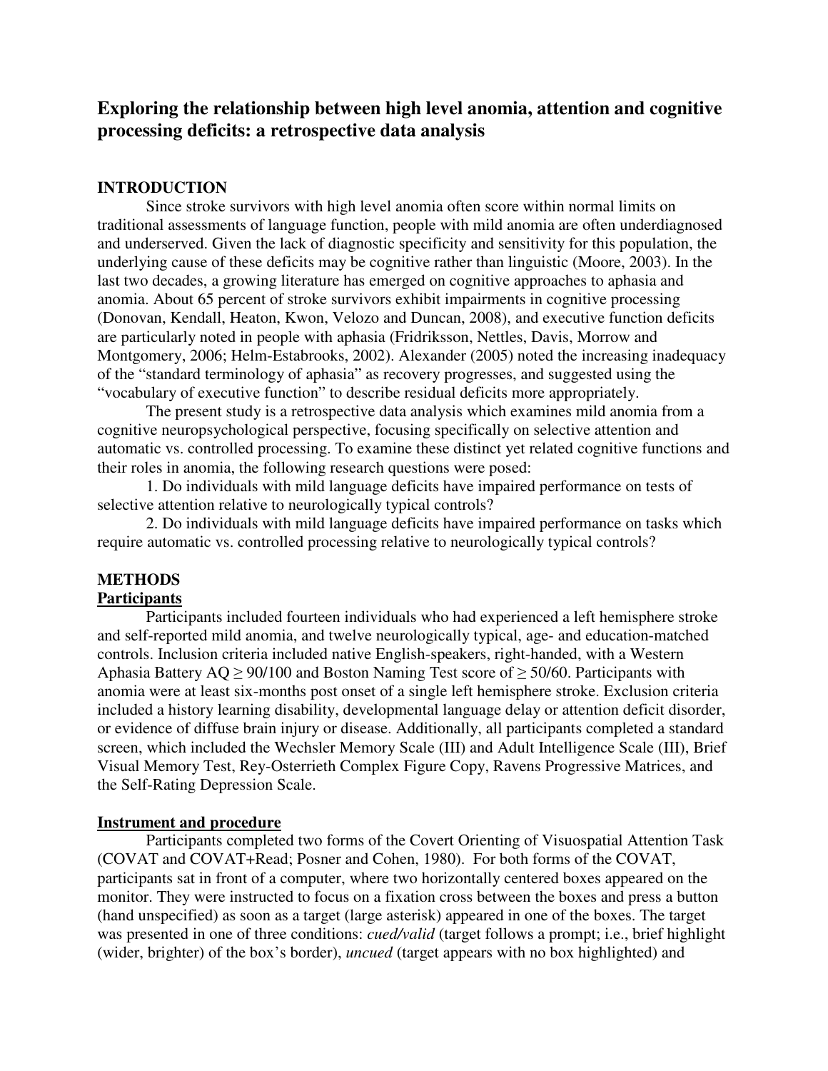# Exploring the relationship between high level anomia, attention and cognitive processing deficits: a retrospective data analysis

## INTRODUCTION

Since stroke survivors with high level anomia often score within normal limits on traditional assessments of language function, people with mild anomia are often underdiagnosed and underserved. Given the lack of diagnostic specificity and sensitivity for this population, the underlying cause of these deficits may be cognitive rather than linguistic (Moore, 2003). In the last two decades, a growing literature has emerged on cognitive approaches to aphasia and anomia. About 65 percent of stroke survivors exhibit impairments in cognitive processing (Donovan, Kendall, Heaton, Kwon, Velozo and Duncan, 2008), and executive function deficits are particularly noted in people with aphasia (Fridriksson, Nettles, Davis, Morrow and Montgomery, 2006; Helm-Estabrooks, 2002). Alexander (2005) noted the increasing inadequacy of the "standard terminology of aphasia" as recovery progresses, and suggested using the "vocabulary of executive function" to describe residual deficits more appropriately.

The present study is a retrospective data analysis which examines mild anomia from a cognitive neuropsychological perspective, focusing specifically on selective attention and automatic vs. controlled processing. To examine these distinct yet related cognitive functions and their roles in anomia, the following research questions were posed:

1. Do individuals with mild language deficits have impaired performance on tests of selective attention relative to neurologically typical controls?
2. Do individuals with mild language deficits have impaired performance on tasks which require automatic vs. controlled processing relative to neurologically typical controls?

## METHODS

### Participants

Participants included fourteen individuals who had experienced a left hemisphere stroke and self-reported mild anomia, and twelve neurologically typical, age- and education-matched controls. Inclusion criteria included native English-speakers, right-handed, with a Western Aphasia Battery AQ ≥ 90/100 and Boston Naming Test score of ≥ 50/60. Participants with anomia were at least six-months post onset of a single left hemisphere stroke. Exclusion criteria included a history learning disability, developmental language delay or attention deficit disorder, or evidence of diffuse brain injury or disease. Additionally, all participants completed a standard screen, which included the Wechsler Memory Scale (III) and Adult Intelligence Scale (III), Brief Visual Memory Test, Rey-Osterrieth Complex Figure Copy, Ravens Progressive Matrices, and the Self-Rating Depression Scale.

### Instrument and procedure

Participants completed two forms of the Covert Orienting of Visuospatial Attention Task (COVAT and COVAT+Read; Posner and Cohen, 1980). For both forms of the COVAT, participants sat in front of a computer, where two horizontally centered boxes appeared on the monitor. They were instructed to focus on a fixation cross between the boxes and press a button (hand unspecified) as soon as a target (large asterisk) appeared in one of the boxes. The target was presented in one of three conditions: *cued/valid* (target follows a prompt; i.e., brief highlight (wider, brighter) of the box's border), *uncued* (target appears with no box highlighted) and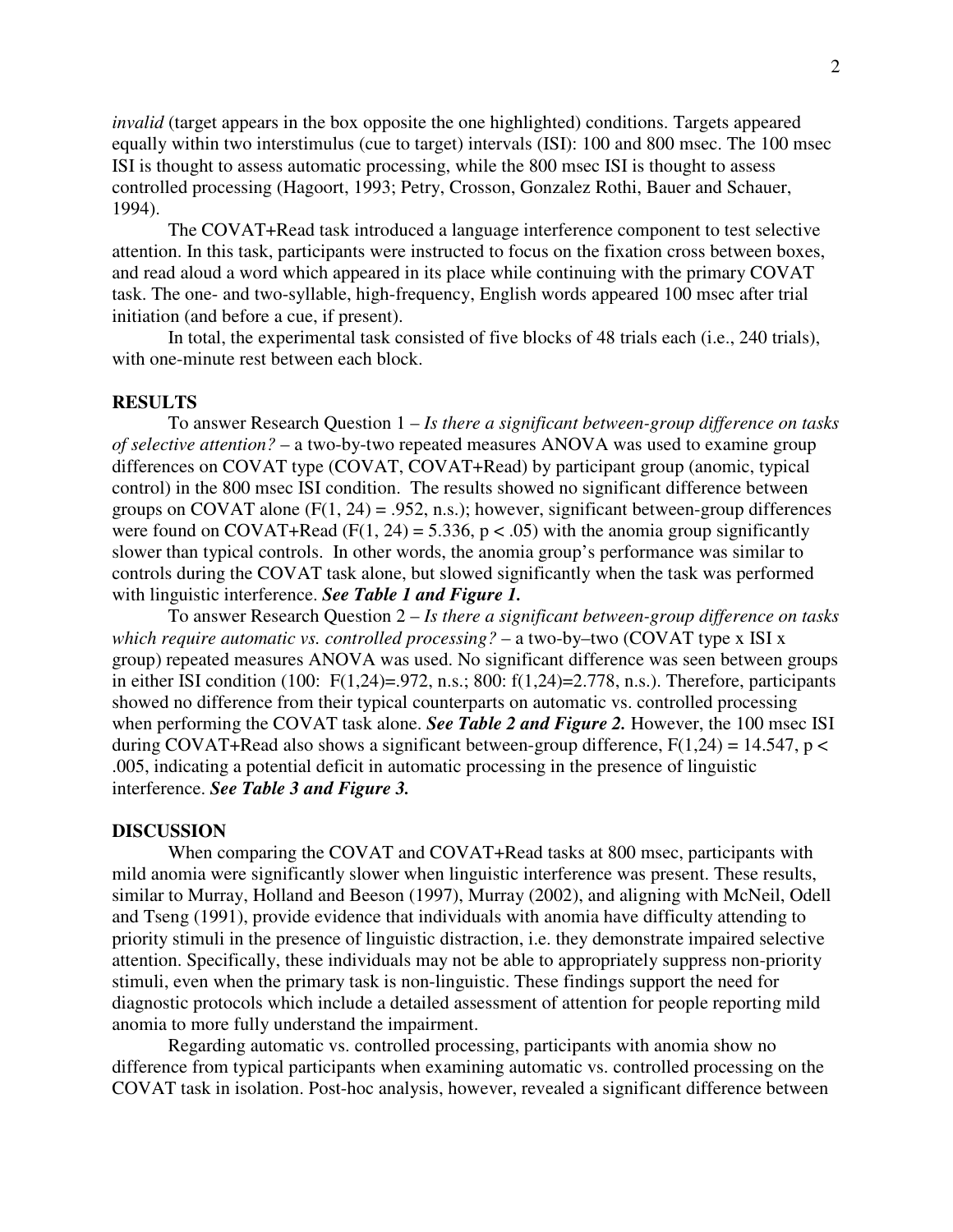*invalid* (target appears in the box opposite the one highlighted) conditions. Targets appeared equally within two interstimulus (cue to target) intervals (ISI): 100 and 800 msec. The 100 msec ISI is thought to assess automatic processing, while the 800 msec ISI is thought to assess controlled processing (Hagoort, 1993; Petry, Crosson, Gonzalez Rothi, Bauer and Schauer, 1994).

The COVAT+Read task introduced a language interference component to test selective attention. In this task, participants were instructed to focus on the fixation cross between boxes, and read aloud a word which appeared in its place while continuing with the primary COVAT task. The one- and two-syllable, high-frequency, English words appeared 100 msec after trial initiation (and before a cue, if present).

In total, the experimental task consisted of five blocks of 48 trials each (i.e., 240 trials), with one-minute rest between each block.

## RESULTS

To answer Research Question 1 – *Is there a significant between-group difference on tasks of selective attention?* – a two-by-two repeated measures ANOVA was used to examine group differences on COVAT type (COVAT, COVAT+Read) by participant group (anomic, typical control) in the 800 msec ISI condition. The results showed no significant difference between groups on COVAT alone ($F(1, 24) = .952$, n.s.); however, significant between-group differences were found on COVAT+Read ($F(1, 24) = 5.336$, $p < .05$) with the anomia group significantly slower than typical controls. In other words, the anomia group's performance was similar to controls during the COVAT task alone, but slowed significantly when the task was performed with linguistic interference. ***See Table 1 and Figure 1.***

To answer Research Question 2 – *Is there a significant between-group difference on tasks which require automatic vs. controlled processing?* – a two-by–two (COVAT type x ISI x group) repeated measures ANOVA was used. No significant difference was seen between groups in either ISI condition (100: $F(1,24)=.972$, n.s.; 800: $f(1,24)=2.778$, n.s.). Therefore, participants showed no difference from their typical counterparts on automatic vs. controlled processing when performing the COVAT task alone. ***See Table 2 and Figure 2.*** However, the 100 msec ISI during COVAT+Read also shows a significant between-group difference, $F(1,24) = 14.547$, $p < .005$, indicating a potential deficit in automatic processing in the presence of linguistic interference. ***See Table 3 and Figure 3.***

## DISCUSSION

When comparing the COVAT and COVAT+Read tasks at 800 msec, participants with mild anomia were significantly slower when linguistic interference was present. These results, similar to Murray, Holland and Beeson (1997), Murray (2002), and aligning with McNeil, Odell and Tseng (1991), provide evidence that individuals with anomia have difficulty attending to priority stimuli in the presence of linguistic distraction, i.e. they demonstrate impaired selective attention. Specifically, these individuals may not be able to appropriately suppress non-priority stimuli, even when the primary task is non-linguistic. These findings support the need for diagnostic protocols which include a detailed assessment of attention for people reporting mild anomia to more fully understand the impairment.

Regarding automatic vs. controlled processing, participants with anomia show no difference from typical participants when examining automatic vs. controlled processing on the COVAT task in isolation. Post-hoc analysis, however, revealed a significant difference between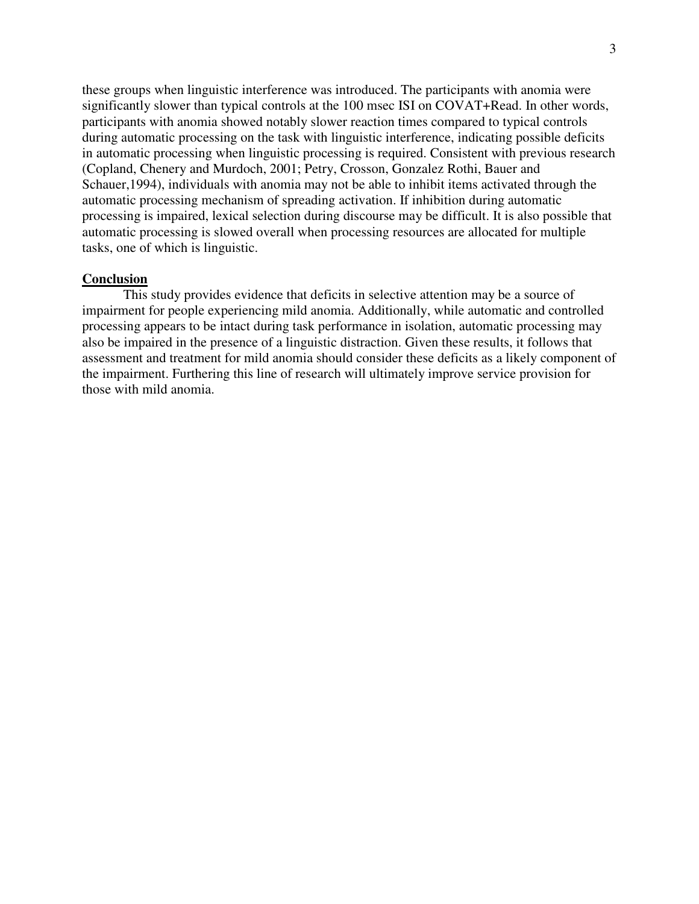these groups when linguistic interference was introduced. The participants with anomia were significantly slower than typical controls at the 100 msec ISI on COVAT+Read. In other words, participants with anomia showed notably slower reaction times compared to typical controls during automatic processing on the task with linguistic interference, indicating possible deficits in automatic processing when linguistic processing is required. Consistent with previous research (Copland, Chenery and Murdoch, 2001; Petry, Crosson, Gonzalez Rothi, Bauer and Schauer,1994), individuals with anomia may not be able to inhibit items activated through the automatic processing mechanism of spreading activation. If inhibition during automatic processing is impaired, lexical selection during discourse may be difficult. It is also possible that automatic processing is slowed overall when processing resources are allocated for multiple tasks, one of which is linguistic.

## Conclusion

This study provides evidence that deficits in selective attention may be a source of impairment for people experiencing mild anomia. Additionally, while automatic and controlled processing appears to be intact during task performance in isolation, automatic processing may also be impaired in the presence of a linguistic distraction. Given these results, it follows that assessment and treatment for mild anomia should consider these deficits as a likely component of the impairment. Furthering this line of research will ultimately improve service provision for those with mild anomia.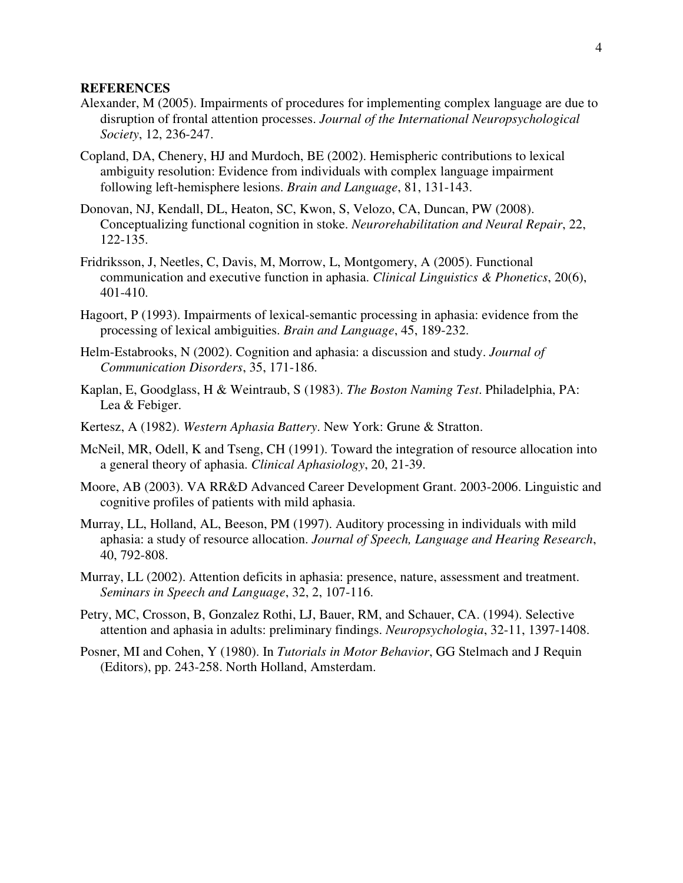**REFERENCES**

Alexander, M (2005). Impairments of procedures for implementing complex language are due to disruption of frontal attention processes. *Journal of the International Neuropsychological Society*, 12, 236-247.

Copland, DA, Chenery, HJ and Murdoch, BE (2002). Hemispheric contributions to lexical ambiguity resolution: Evidence from individuals with complex language impairment following left-hemisphere lesions. *Brain and Language*, 81, 131-143.

Donovan, NJ, Kendall, DL, Heaton, SC, Kwon, S, Velozo, CA, Duncan, PW (2008). Conceptualizing functional cognition in stoke. *Neurorehabilitation and Neural Repair*, 22, 122-135.

Fridriksson, J, Neetles, C, Davis, M, Morrow, L, Montgomery, A (2005). Functional communication and executive function in aphasia. *Clinical Linguistics & Phonetics*, 20(6), 401-410.

Hagoort, P (1993). Impairments of lexical-semantic processing in aphasia: evidence from the processing of lexical ambiguities. *Brain and Language*, 45, 189-232.

Helm-Estabrooks, N (2002). Cognition and aphasia: a discussion and study. *Journal of Communication Disorders*, 35, 171-186.

Kaplan, E, Goodglass, H & Weintraub, S (1983). *The Boston Naming Test*. Philadelphia, PA: Lea & Febiger.

Kertesz, A (1982). *Western Aphasia Battery*. New York: Grune & Stratton.

McNeil, MR, Odell, K and Tseng, CH (1991). Toward the integration of resource allocation into a general theory of aphasia. *Clinical Aphasiology*, 20, 21-39.

Moore, AB (2003). VA RR&D Advanced Career Development Grant. 2003-2006. Linguistic and cognitive profiles of patients with mild aphasia.

Murray, LL, Holland, AL, Beeson, PM (1997). Auditory processing in individuals with mild aphasia: a study of resource allocation. *Journal of Speech, Language and Hearing Research*, 40, 792-808.

Murray, LL (2002). Attention deficits in aphasia: presence, nature, assessment and treatment. *Seminars in Speech and Language*, 32, 2, 107-116.

Petry, MC, Crosson, B, Gonzalez Rothi, LJ, Bauer, RM, and Schauer, CA. (1994). Selective attention and aphasia in adults: preliminary findings. *Neuropsychologia*, 32-11, 1397-1408.

Posner, MI and Cohen, Y (1980). In *Tutorials in Motor Behavior*, GG Stelmach and J Requin (Editors), pp. 243-258. North Holland, Amsterdam.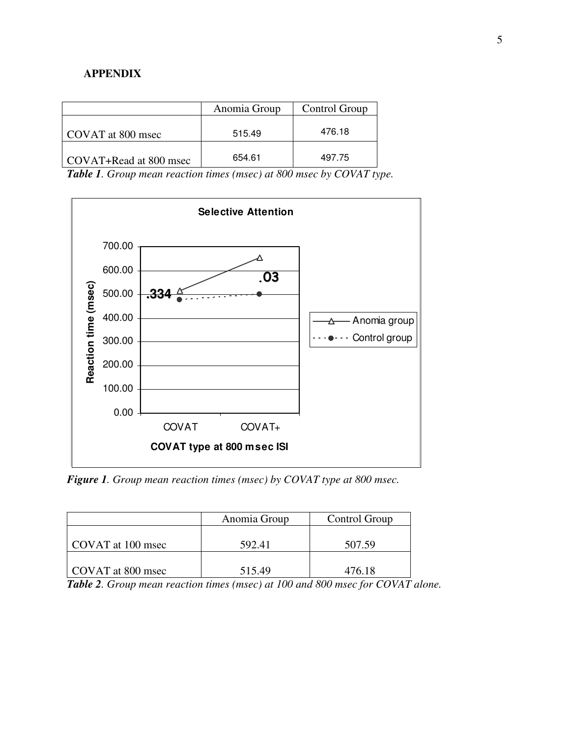**APPENDIX**

| | Anomia Group | Control Group |
|---|---|---|
| COVAT at 800 msec | 515.49 | 476.18 |
| COVAT+Read at 800 msec | 654.61 | 497.75 |

***Table 1***. *Group mean reaction times (msec) at 800 msec by COVAT type.*

***Figure 1***. *Group mean reaction times (msec) by COVAT type at 800 msec.*

| | Anomia Group | Control Group |
|---|---|---|
| COVAT at 100 msec | 592.41 | 507.59 |
| COVAT at 800 msec | 515.49 | 476.18 |

***Table 2***. *Group mean reaction times (msec) at 100 and 800 msec for COVAT alone.*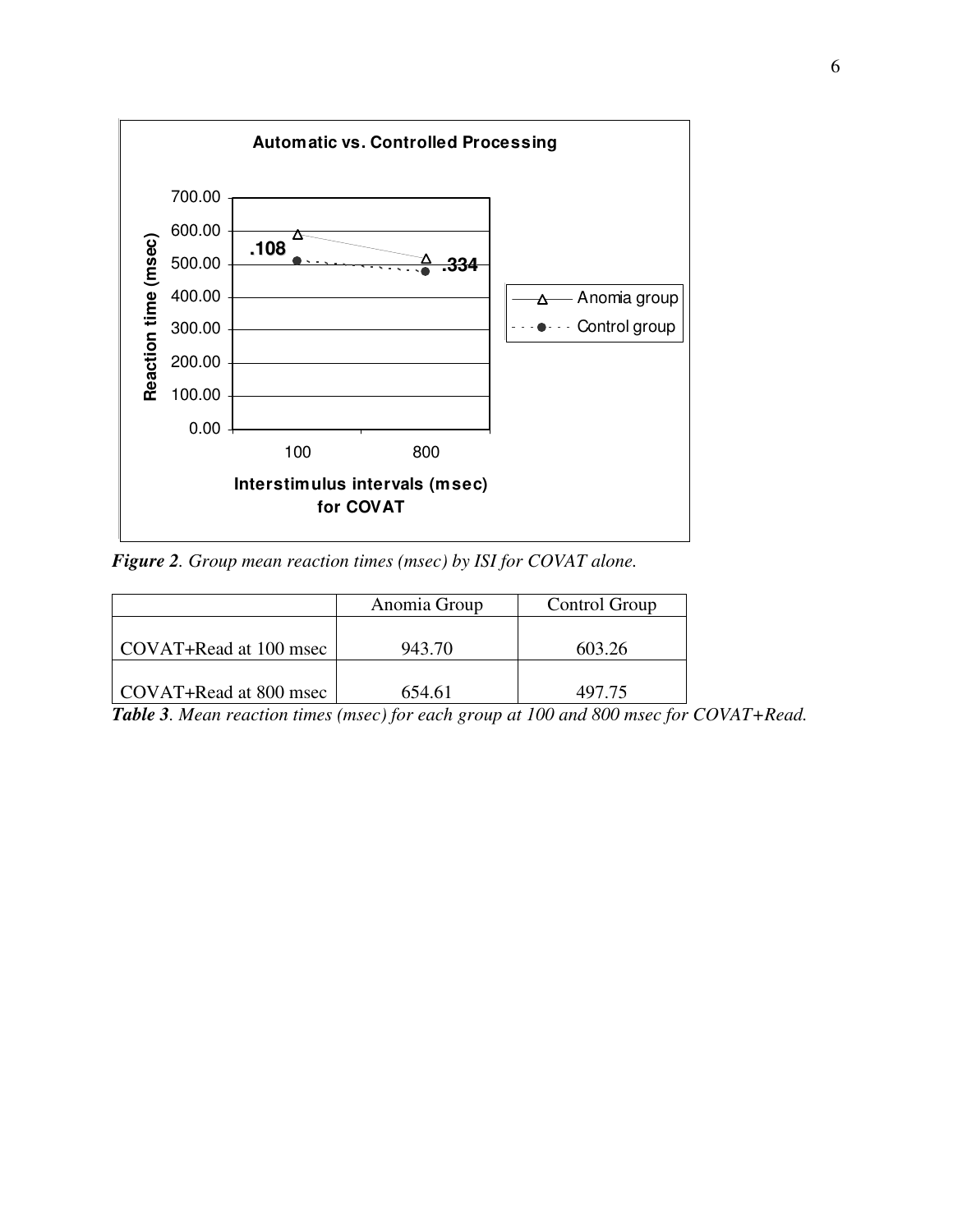*Figure 2*. *Group mean reaction times (msec) by ISI for COVAT alone.*

| | Anomia Group | Control Group |
|---|---|---|
| COVAT+Read at 100 msec | 943.70 | 603.26 |
| COVAT+Read at 800 msec | 654.61 | 497.75 |

***Table 3***. *Mean reaction times (msec) for each group at 100 and 800 msec for COVAT+Read.*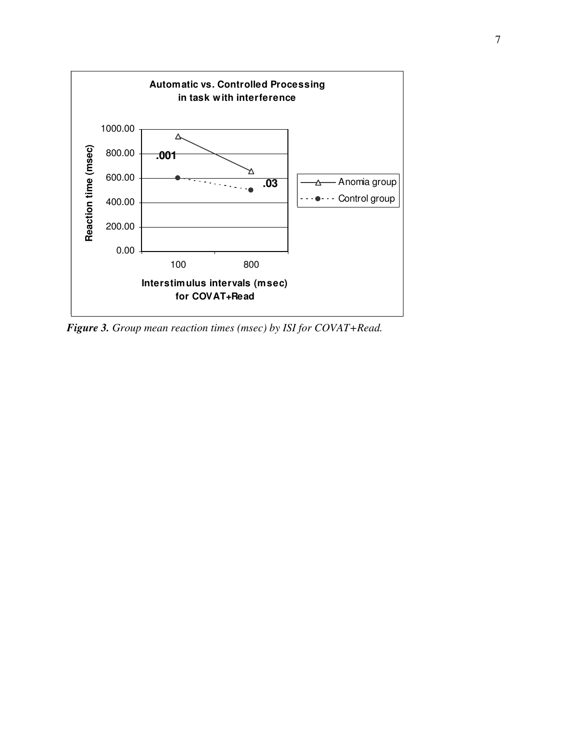Automatic vs. Controlled Processing
in task with interference

1000.00
800.00
600.00
400.00
200.00
0.00

Reaction time (msec)

.001
.03

100
800

Interstimulus intervals (msec)
for COVAT+Read

Anomia group
Control group

***Figure 3.*** *Group mean reaction times (msec) by ISI for COVAT+Read.*